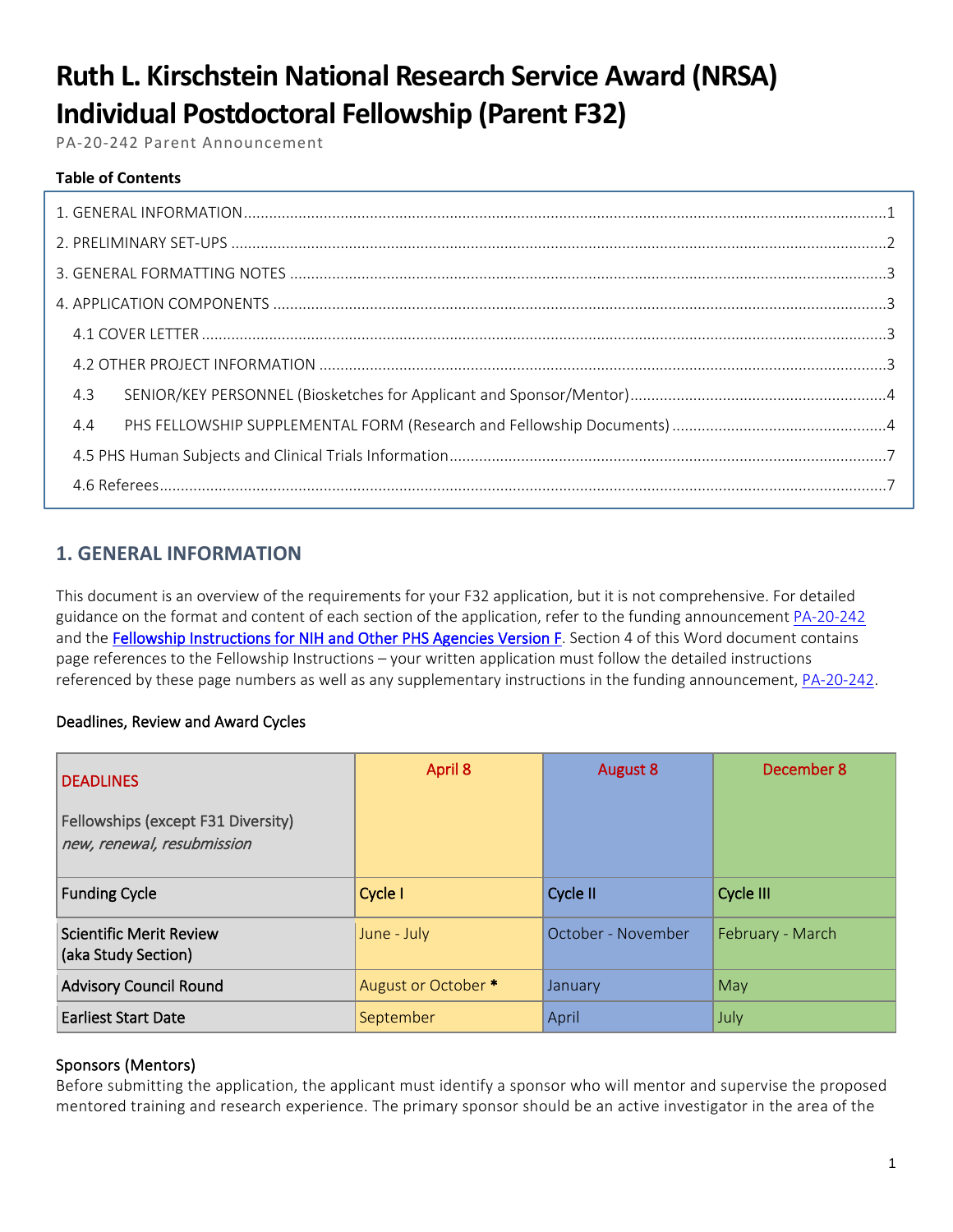# Ruth L. Kirschstein National Research Service Award (NRSA) Individual Postdoctoral Fellowship (Parent F32)

PA-20-242 Parent Announcement

**Table of Contents**

1. GENERAL INFORMATION....1
2. PRELIMINARY SET-UPS....2
3. GENERAL FORMATTING NOTES....3
4. APPLICATION COMPONENTS....3
   - 4.1 COVER LETTER....3
   - 4.2 OTHER PROJECT INFORMATION....3
   - 4.3 SENIOR/KEY PERSONNEL (Biosketches for Applicant and Sponsor/Mentor)....4
   - 4.4 PHS FELLOWSHIP SUPPLEMENTAL FORM (Research and Fellowship Documents)....4
   - 4.5 PHS Human Subjects and Clinical Trials Information....7
   - 4.6 Referees....7

## 1. GENERAL INFORMATION

This document is an overview of the requirements for your F32 application, but it is not comprehensive. For detailed guidance on the format and content of each section of the application, refer to the funding announcement PA-20-242 and the **Fellowship Instructions for NIH and Other PHS Agencies Version F**. Section 4 of this Word document contains page references to the Fellowship Instructions – your written application must follow the detailed instructions referenced by these page numbers as well as any supplementary instructions in the funding announcement, PA-20-242.

### Deadlines, Review and Award Cycles

| DEADLINES<br>Fellowships (except F31 Diversity)<br>*new, renewal, resubmission* | April 8 | August 8 | December 8 |
|---|---|---|---|
| Funding Cycle | Cycle I | Cycle II | Cycle III |
| Scientific Merit Review (aka Study Section) | June - July | October - November | February - March |
| Advisory Council Round | August or October * | January | May |
| Earliest Start Date | September | April | July |

### Sponsors (Mentors)

Before submitting the application, the applicant must identify a sponsor who will mentor and supervise the proposed mentored training and research experience. The primary sponsor should be an active investigator in the area of the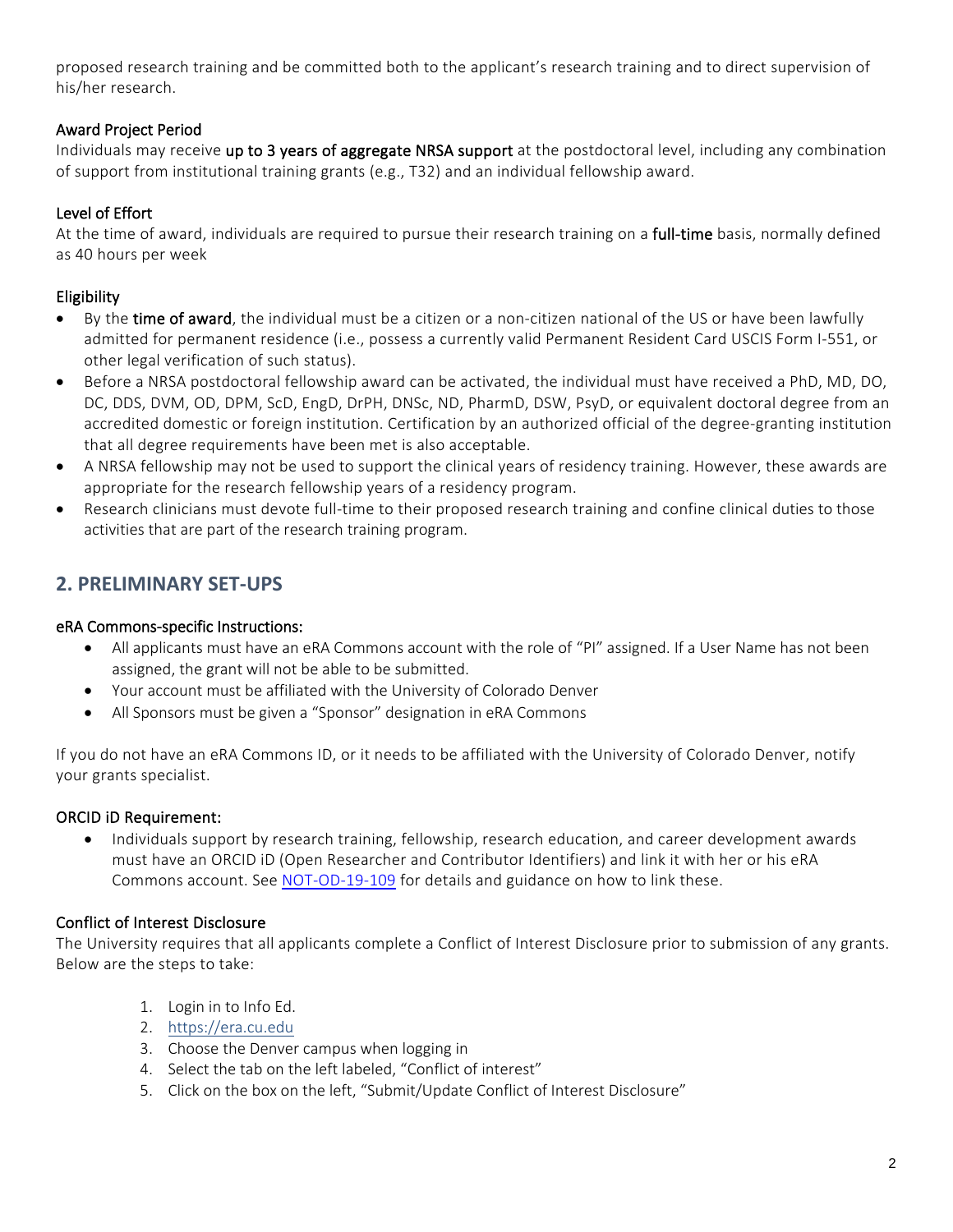proposed research training and be committed both to the applicant's research training and to direct supervision of his/her research.

### Award Project Period

Individuals may receive **up to 3 years of aggregate NRSA support** at the postdoctoral level, including any combination of support from institutional training grants (e.g., T32) and an individual fellowship award.

### Level of Effort

At the time of award, individuals are required to pursue their research training on a **full-time** basis, normally defined as 40 hours per week

### Eligibility

- By the **time of award**, the individual must be a citizen or a non-citizen national of the US or have been lawfully admitted for permanent residence (i.e., possess a currently valid Permanent Resident Card USCIS Form I-551, or other legal verification of such status).
- Before a NRSA postdoctoral fellowship award can be activated, the individual must have received a PhD, MD, DO, DC, DDS, DVM, OD, DPM, ScD, EngD, DrPH, DNSc, ND, PharmD, DSW, PsyD, or equivalent doctoral degree from an accredited domestic or foreign institution. Certification by an authorized official of the degree-granting institution that all degree requirements have been met is also acceptable.
- A NRSA fellowship may not be used to support the clinical years of residency training. However, these awards are appropriate for the research fellowship years of a residency program.
- Research clinicians must devote full-time to their proposed research training and confine clinical duties to those activities that are part of the research training program.

## 2. PRELIMINARY SET-UPS

### eRA Commons-specific Instructions:

- All applicants must have an eRA Commons account with the role of "PI" assigned. If a User Name has not been assigned, the grant will not be able to be submitted.
- Your account must be affiliated with the University of Colorado Denver
- All Sponsors must be given a "Sponsor" designation in eRA Commons

If you do not have an eRA Commons ID, or it needs to be affiliated with the University of Colorado Denver, notify your grants specialist.

### ORCID iD Requirement:

- Individuals support by research training, fellowship, research education, and career development awards must have an ORCID iD (Open Researcher and Contributor Identifiers) and link it with her or his eRA Commons account. See NOT-OD-19-109 for details and guidance on how to link these.

### Conflict of Interest Disclosure

The University requires that all applicants complete a Conflict of Interest Disclosure prior to submission of any grants. Below are the steps to take:

1. Login in to Info Ed.
2. https://era.cu.edu
3. Choose the Denver campus when logging in
4. Select the tab on the left labeled, "Conflict of interest"
5. Click on the box on the left, "Submit/Update Conflict of Interest Disclosure"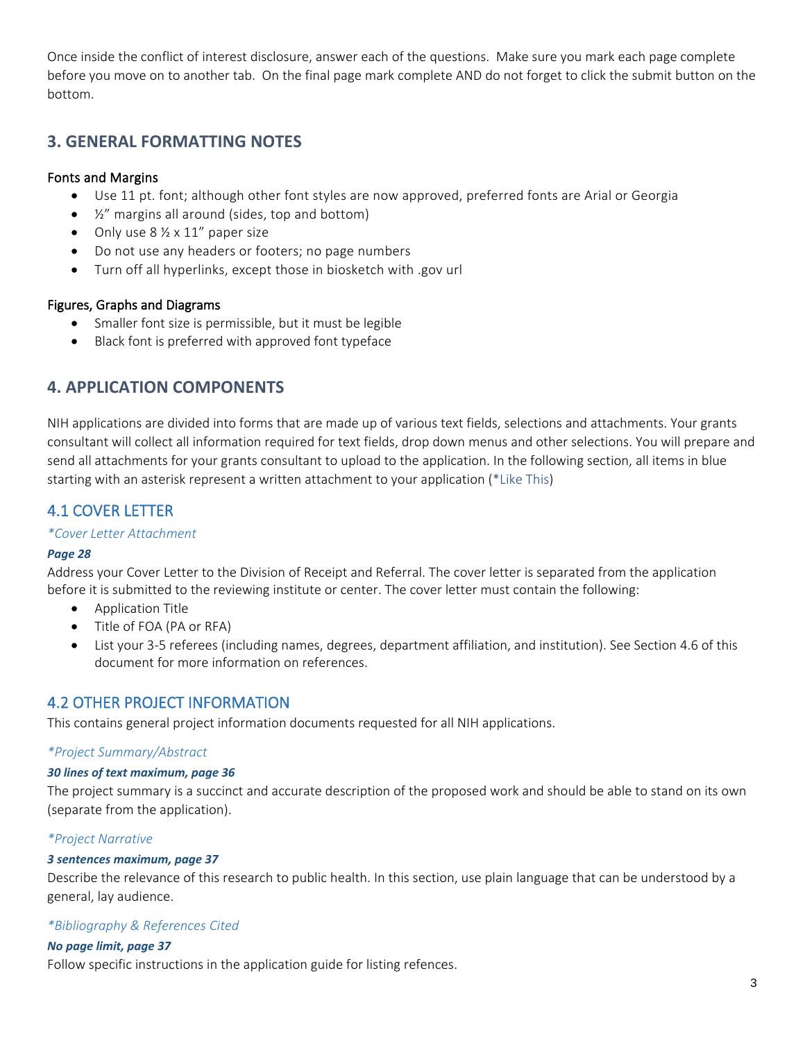Once inside the conflict of interest disclosure, answer each of the questions. Make sure you mark each page complete before you move on to another tab. On the final page mark complete AND do not forget to click the submit button on the bottom.

## 3. GENERAL FORMATTING NOTES

### Fonts and Margins

- Use 11 pt. font; although other font styles are now approved, preferred fonts are Arial or Georgia
- ½" margins all around (sides, top and bottom)
- Only use 8 ½ x 11" paper size
- Do not use any headers or footers; no page numbers
- Turn off all hyperlinks, except those in biosketch with .gov url

### Figures, Graphs and Diagrams

- Smaller font size is permissible, but it must be legible
- Black font is preferred with approved font typeface

## 4. APPLICATION COMPONENTS

NIH applications are divided into forms that are made up of various text fields, selections and attachments. Your grants consultant will collect all information required for text fields, drop down menus and other selections. You will prepare and send all attachments for your grants consultant to upload to the application. In the following section, all items in blue starting with an asterisk represent a written attachment to your application (*Like This)

### 4.1 COVER LETTER

*\*Cover Letter Attachment*

***Page 28***

Address your Cover Letter to the Division of Receipt and Referral. The cover letter is separated from the application before it is submitted to the reviewing institute or center. The cover letter must contain the following:

- Application Title
- Title of FOA (PA or RFA)
- List your 3-5 referees (including names, degrees, department affiliation, and institution). See Section 4.6 of this document for more information on references.

### 4.2 OTHER PROJECT INFORMATION

This contains general project information documents requested for all NIH applications.

*\*Project Summary/Abstract*

***30 lines of text maximum, page 36***

The project summary is a succinct and accurate description of the proposed work and should be able to stand on its own (separate from the application).

*\*Project Narrative*

***3 sentences maximum, page 37***

Describe the relevance of this research to public health. In this section, use plain language that can be understood by a general, lay audience.

*\*Bibliography & References Cited*

***No page limit, page 37***

Follow specific instructions in the application guide for listing refences.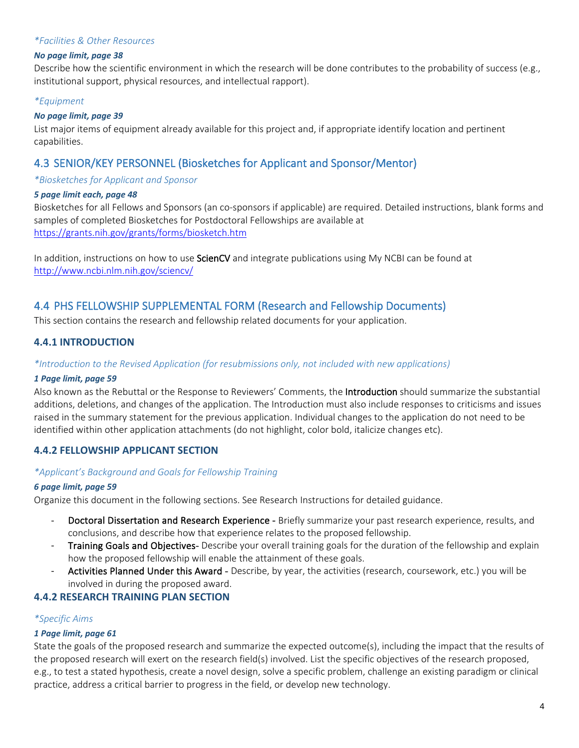*\*Facilities & Other Resources*

***No page limit, page 38***

Describe how the scientific environment in which the research will be done contributes to the probability of success (e.g., institutional support, physical resources, and intellectual rapport).

*\*Equipment*

***No page limit, page 39***

List major items of equipment already available for this project and, if appropriate identify location and pertinent capabilities.

## 4.3 SENIOR/KEY PERSONNEL (Biosketches for Applicant and Sponsor/Mentor)

*\*Biosketches for Applicant and Sponsor*

***5 page limit each, page 48***

Biosketches for all Fellows and Sponsors (an co-sponsors if applicable) are required. Detailed instructions, blank forms and samples of completed Biosketches for Postdoctoral Fellowships are available at https://grants.nih.gov/grants/forms/biosketch.htm

In addition, instructions on how to use ScienCV and integrate publications using My NCBI can be found at http://www.ncbi.nlm.nih.gov/sciencv/

## 4.4 PHS FELLOWSHIP SUPPLEMENTAL FORM (Research and Fellowship Documents)

This section contains the research and fellowship related documents for your application.

### 4.4.1 INTRODUCTION

*\*Introduction to the Revised Application (for resubmissions only, not included with new applications)*

***1 Page limit, page 59***

Also known as the Rebuttal or the Response to Reviewers' Comments, the Introduction should summarize the substantial additions, deletions, and changes of the application. The Introduction must also include responses to criticisms and issues raised in the summary statement for the previous application. Individual changes to the application do not need to be identified within other application attachments (do not highlight, color bold, italicize changes etc).

### 4.4.2 FELLOWSHIP APPLICANT SECTION

*\*Applicant's Background and Goals for Fellowship Training*

***6 page limit, page 59***

Organize this document in the following sections. See Research Instructions for detailed guidance.

- Doctoral Dissertation and Research Experience - Briefly summarize your past research experience, results, and conclusions, and describe how that experience relates to the proposed fellowship.
- Training Goals and Objectives- Describe your overall training goals for the duration of the fellowship and explain how the proposed fellowship will enable the attainment of these goals.
- Activities Planned Under this Award - Describe, by year, the activities (research, coursework, etc.) you will be involved in during the proposed award.

### 4.4.2 RESEARCH TRAINING PLAN SECTION

*\*Specific Aims*

***1 Page limit, page 61***

State the goals of the proposed research and summarize the expected outcome(s), including the impact that the results of the proposed research will exert on the research field(s) involved. List the specific objectives of the research proposed, e.g., to test a stated hypothesis, create a novel design, solve a specific problem, challenge an existing paradigm or clinical practice, address a critical barrier to progress in the field, or develop new technology.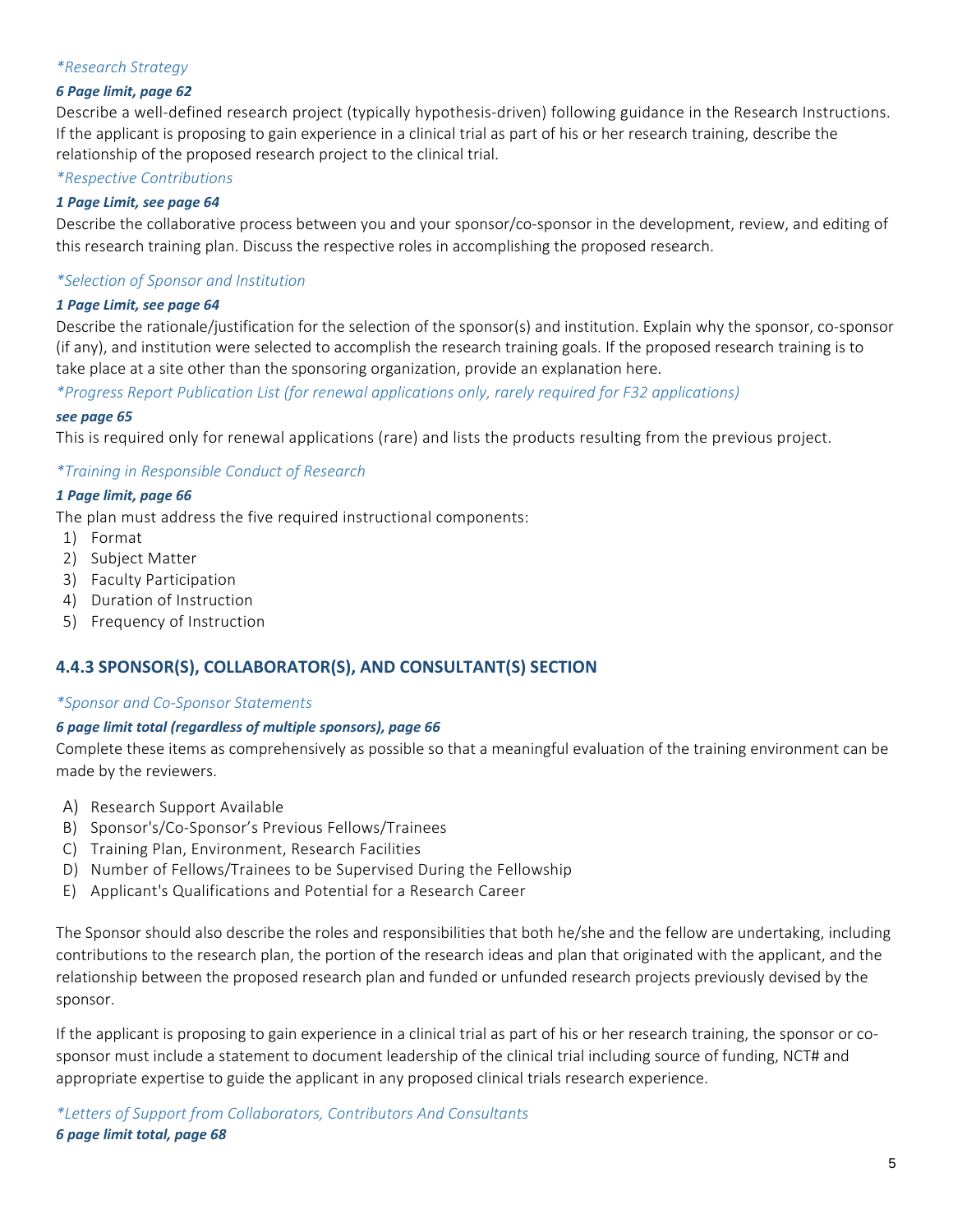*\*Research Strategy*

***6 Page limit, page 62***

Describe a well-defined research project (typically hypothesis-driven) following guidance in the Research Instructions. If the applicant is proposing to gain experience in a clinical trial as part of his or her research training, describe the relationship of the proposed research project to the clinical trial.

*\*Respective Contributions*

***1 Page Limit, see page 64***

Describe the collaborative process between you and your sponsor/co-sponsor in the development, review, and editing of this research training plan. Discuss the respective roles in accomplishing the proposed research.

*\*Selection of Sponsor and Institution*

***1 Page Limit, see page 64***

Describe the rationale/justification for the selection of the sponsor(s) and institution. Explain why the sponsor, co-sponsor (if any), and institution were selected to accomplish the research training goals. If the proposed research training is to take place at a site other than the sponsoring organization, provide an explanation here.

*\*Progress Report Publication List (for renewal applications only, rarely required for F32 applications)*

***see page 65***

This is required only for renewal applications (rare) and lists the products resulting from the previous project.

*\*Training in Responsible Conduct of Research*

***1 Page limit, page 66***

The plan must address the five required instructional components:

1) Format
2) Subject Matter
3) Faculty Participation
4) Duration of Instruction
5) Frequency of Instruction

### 4.4.3 SPONSOR(S), COLLABORATOR(S), AND CONSULTANT(S) SECTION

*\*Sponsor and Co-Sponsor Statements*

***6 page limit total (regardless of multiple sponsors), page 66***

Complete these items as comprehensively as possible so that a meaningful evaluation of the training environment can be made by the reviewers.

A) Research Support Available
B) Sponsor's/Co-Sponsor's Previous Fellows/Trainees
C) Training Plan, Environment, Research Facilities
D) Number of Fellows/Trainees to be Supervised During the Fellowship
E) Applicant's Qualifications and Potential for a Research Career

The Sponsor should also describe the roles and responsibilities that both he/she and the fellow are undertaking, including contributions to the research plan, the portion of the research ideas and plan that originated with the applicant, and the relationship between the proposed research plan and funded or unfunded research projects previously devised by the sponsor.

If the applicant is proposing to gain experience in a clinical trial as part of his or her research training, the sponsor or co-sponsor must include a statement to document leadership of the clinical trial including source of funding, NCT# and appropriate expertise to guide the applicant in any proposed clinical trials research experience.

*\*Letters of Support from Collaborators, Contributors And Consultants*

***6 page limit total, page 68***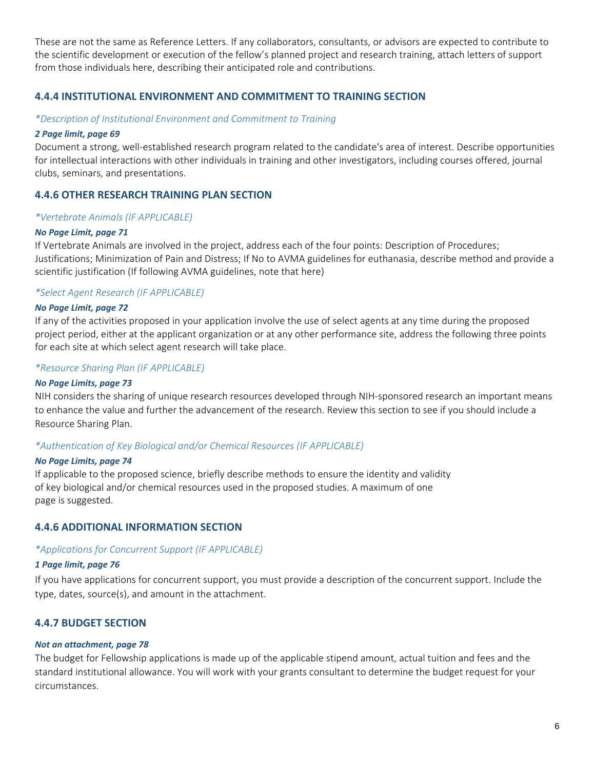These are not the same as Reference Letters. If any collaborators, consultants, or advisors are expected to contribute to the scientific development or execution of the fellow's planned project and research training, attach letters of support from those individuals here, describing their anticipated role and contributions.

## 4.4.4 INSTITUTIONAL ENVIRONMENT AND COMMITMENT TO TRAINING SECTION

*\*Description of Institutional Environment and Commitment to Training*

***2 Page limit, page 69***

Document a strong, well-established research program related to the candidate's area of interest. Describe opportunities for intellectual interactions with other individuals in training and other investigators, including courses offered, journal clubs, seminars, and presentations.

## 4.4.6 OTHER RESEARCH TRAINING PLAN SECTION

*\*Vertebrate Animals (IF APPLICABLE)*

***No Page Limit, page 71***

If Vertebrate Animals are involved in the project, address each of the four points: Description of Procedures; Justifications; Minimization of Pain and Distress; If No to AVMA guidelines for euthanasia, describe method and provide a scientific justification (If following AVMA guidelines, note that here)

*\*Select Agent Research (IF APPLICABLE)*

***No Page Limit, page 72***

If any of the activities proposed in your application involve the use of select agents at any time during the proposed project period, either at the applicant organization or at any other performance site, address the following three points for each site at which select agent research will take place.

*\*Resource Sharing Plan (IF APPLICABLE)*

***No Page Limits, page 73***

NIH considers the sharing of unique research resources developed through NIH-sponsored research an important means to enhance the value and further the advancement of the research. Review this section to see if you should include a Resource Sharing Plan.

*\*Authentication of Key Biological and/or Chemical Resources (IF APPLICABLE)*

***No Page Limits, page 74***

If applicable to the proposed science, briefly describe methods to ensure the identity and validity of key biological and/or chemical resources used in the proposed studies. A maximum of one page is suggested.

## 4.4.6 ADDITIONAL INFORMATION SECTION

*\*Applications for Concurrent Support (IF APPLICABLE)*

***1 Page limit, page 76***

If you have applications for concurrent support, you must provide a description of the concurrent support. Include the type, dates, source(s), and amount in the attachment.

## 4.4.7 BUDGET SECTION

***Not an attachment, page 78***

The budget for Fellowship applications is made up of the applicable stipend amount, actual tuition and fees and the standard institutional allowance. You will work with your grants consultant to determine the budget request for your circumstances.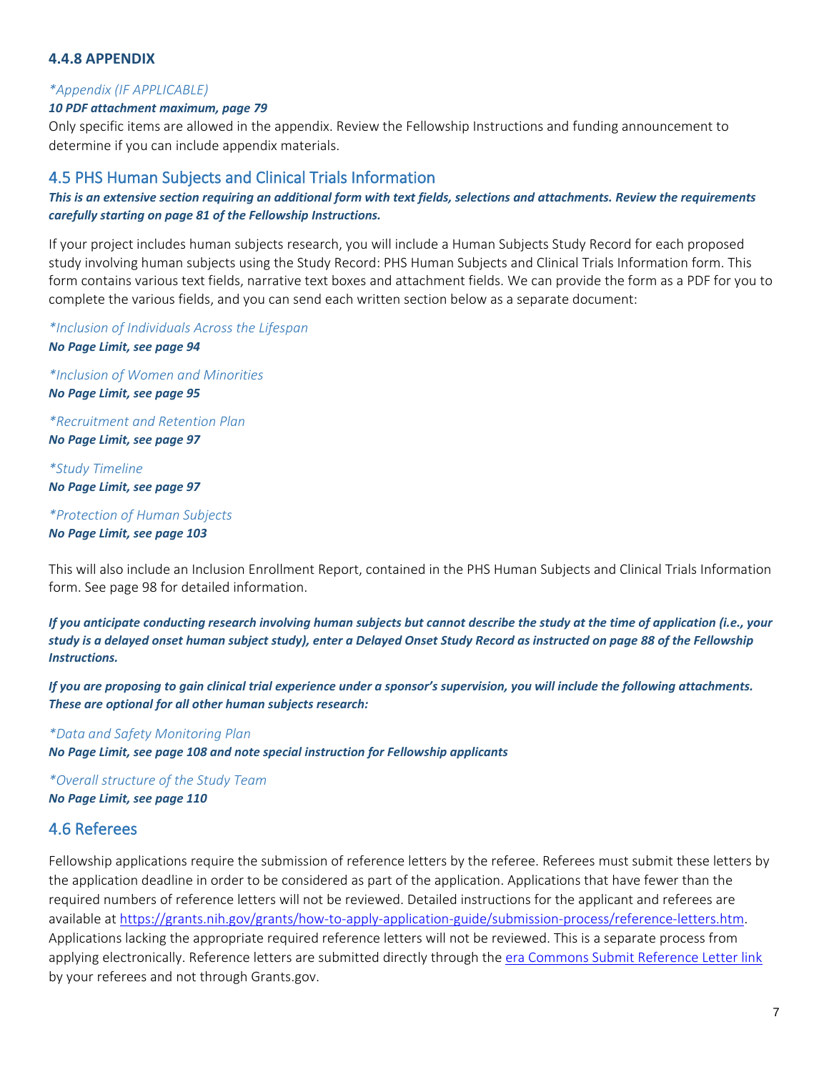### 4.4.8 APPENDIX

*\*Appendix (IF APPLICABLE)*

***10 PDF attachment maximum, page 79***

Only specific items are allowed in the appendix. Review the Fellowship Instructions and funding announcement to determine if you can include appendix materials.

## 4.5 PHS Human Subjects and Clinical Trials Information

***This is an extensive section requiring an additional form with text fields, selections and attachments. Review the requirements carefully starting on page 81 of the Fellowship Instructions.***

If your project includes human subjects research, you will include a Human Subjects Study Record for each proposed study involving human subjects using the Study Record: PHS Human Subjects and Clinical Trials Information form. This form contains various text fields, narrative text boxes and attachment fields. We can provide the form as a PDF for you to complete the various fields, and you can send each written section below as a separate document:

*\*Inclusion of Individuals Across the Lifespan*

***No Page Limit, see page 94***

*\*Inclusion of Women and Minorities*

***No Page Limit, see page 95***

*\*Recruitment and Retention Plan*

***No Page Limit, see page 97***

*\*Study Timeline*

***No Page Limit, see page 97***

*\*Protection of Human Subjects*

***No Page Limit, see page 103***

This will also include an Inclusion Enrollment Report, contained in the PHS Human Subjects and Clinical Trials Information form. See page 98 for detailed information.

***If you anticipate conducting research involving human subjects but cannot describe the study at the time of application (i.e., your study is a delayed onset human subject study), enter a Delayed Onset Study Record as instructed on page 88 of the Fellowship Instructions.***

***If you are proposing to gain clinical trial experience under a sponsor's supervision, you will include the following attachments. These are optional for all other human subjects research:***

*\*Data and Safety Monitoring Plan*

***No Page Limit, see page 108 and note special instruction for Fellowship applicants***

*\*Overall structure of the Study Team*

***No Page Limit, see page 110***

## 4.6 Referees

Fellowship applications require the submission of reference letters by the referee. Referees must submit these letters by the application deadline in order to be considered as part of the application. Applications that have fewer than the required numbers of reference letters will not be reviewed. Detailed instructions for the applicant and referees are available at [https://grants.nih.gov/grants/how-to-apply-application-guide/submission-process/reference-letters.htm](https://grants.nih.gov/grants/how-to-apply-application-guide/submission-process/reference-letters.htm). Applications lacking the appropriate required reference letters will not be reviewed. This is a separate process from applying electronically. Reference letters are submitted directly through the era Commons Submit Reference Letter link by your referees and not through Grants.gov.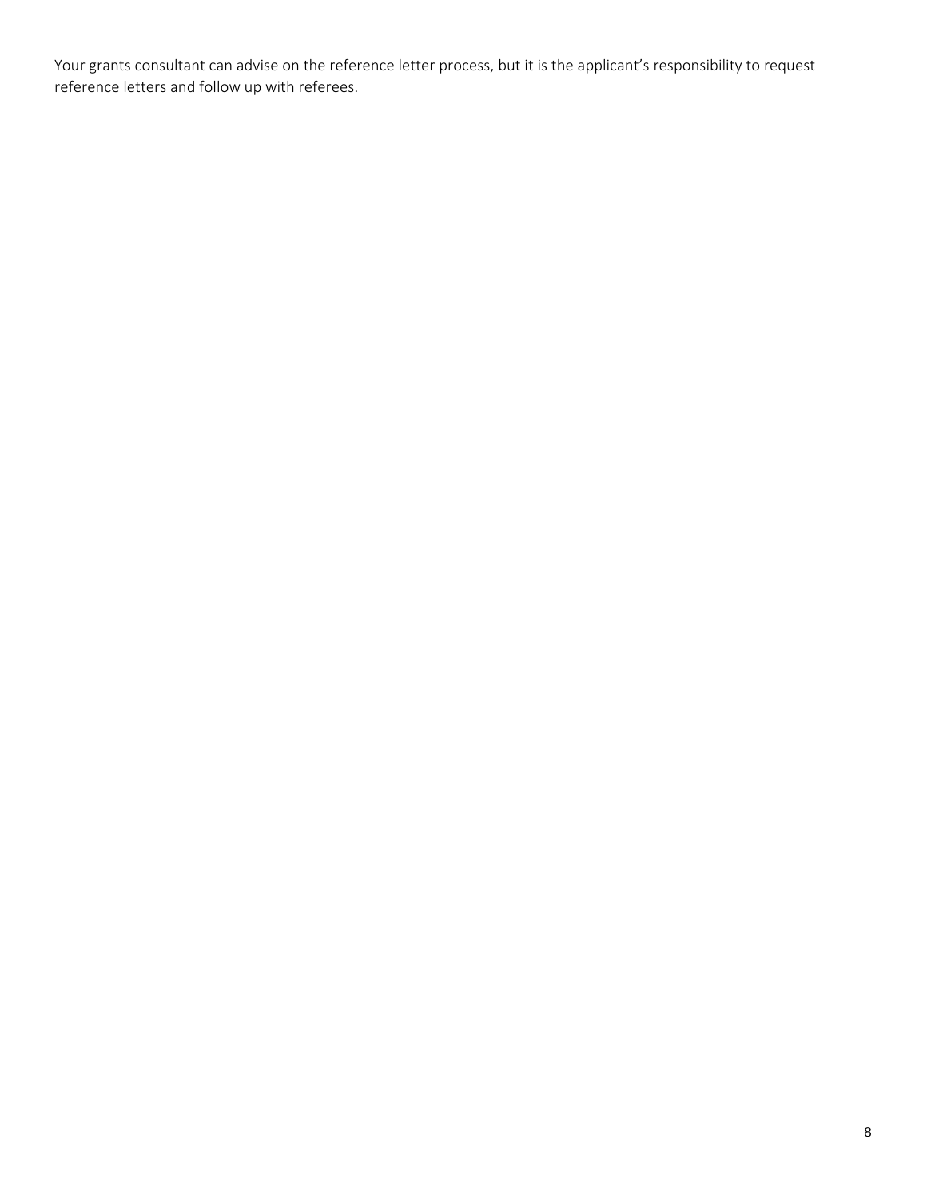Your grants consultant can advise on the reference letter process, but it is the applicant's responsibility to request reference letters and follow up with referees.